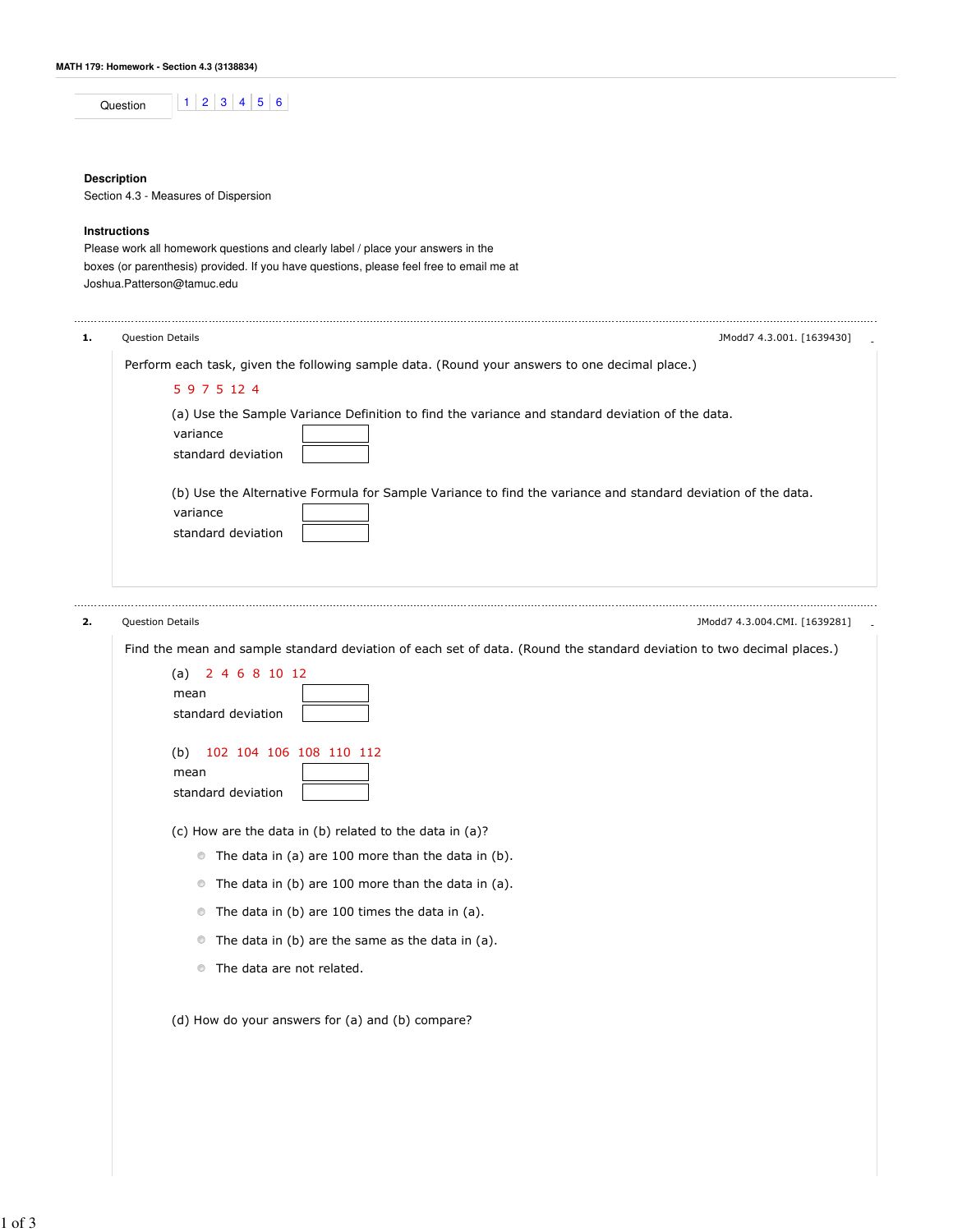**MATH 179: Homework - Section 4.3 (3138834)**

Question 1 | 2 | 3 | 4 | 5 | 6

**Description**

Section 4.3 - Measures of Dispersion

**Instructions**

Please work all homework questions and clearly label / place your answers in the boxes (or parenthesis) provided. If you have questions, please feel free to email me at Joshua.Patterson@tamuc.edu

---

**1.** Question Details JModd7 4.3.001. [1639430]

Perform each task, given the following sample data. (Round your answers to one decimal place.)

5 9 7 5 12 4

(a) Use the Sample Variance Definition to find the variance and standard deviation of the data.

variance [ ]

standard deviation [ ]

(b) Use the Alternative Formula for Sample Variance to find the variance and standard deviation of the data.

variance [ ]

standard deviation [ ]

---

**2.** Question Details JModd7 4.3.004.CMI. [1639281]

Find the mean and sample standard deviation of each set of data. (Round the standard deviation to two decimal places.)

(a) 2 4 6 8 10 12

mean [ ]

standard deviation [ ]

(b) 102 104 106 108 110 112

mean [ ]

standard deviation [ ]

(c) How are the data in (b) related to the data in (a)?

- The data in (a) are 100 more than the data in (b).
- The data in (b) are 100 more than the data in (a).
- The data in (b) are 100 times the data in (a).
- The data in (b) are the same as the data in (a).
- The data are not related.

(d) How do your answers for (a) and (b) compare?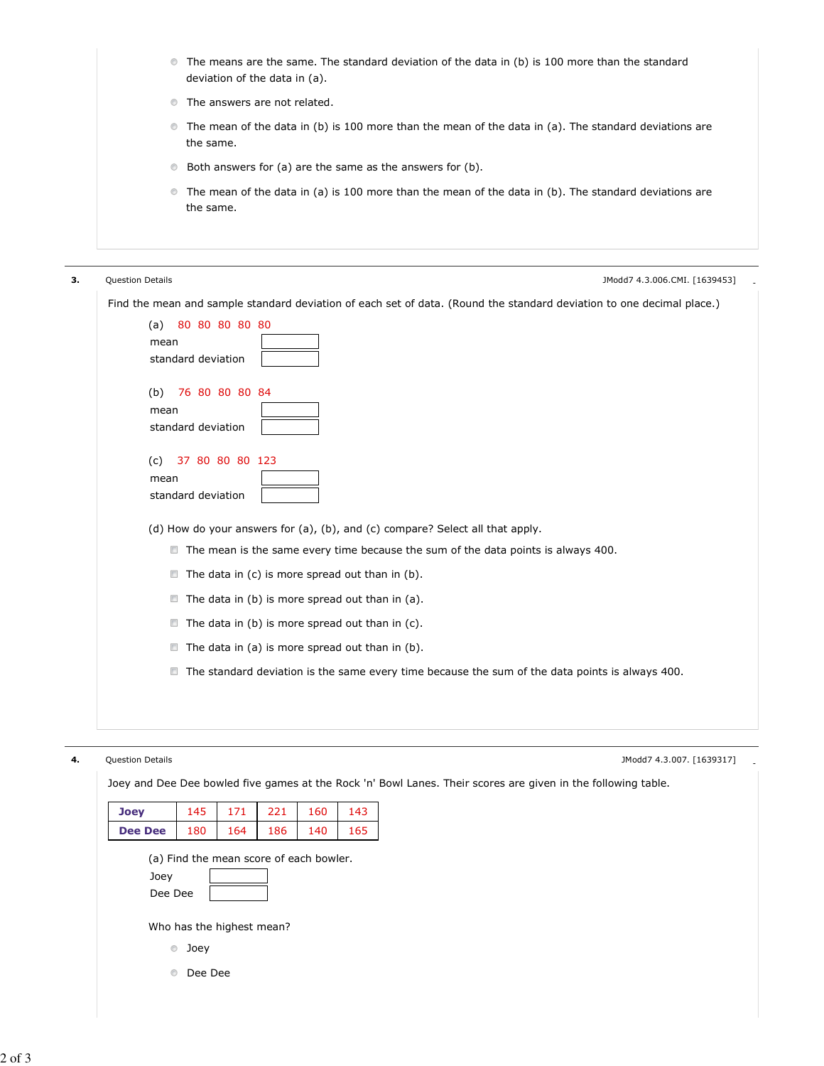- The means are the same. The standard deviation of the data in (b) is 100 more than the standard deviation of the data in (a).
- The answers are not related.
- The mean of the data in (b) is 100 more than the mean of the data in (a). The standard deviations are the same.
- Both answers for (a) are the same as the answers for (b).
- The mean of the data in (a) is 100 more than the mean of the data in (b). The standard deviations are the same.

**3.** Question Details JModd7 4.3.006.CMI. [1639453]

Find the mean and sample standard deviation of each set of data. (Round the standard deviation to one decimal place.)

(a) 80 80 80 80 80

mean ______

standard deviation ______

(b) 76 80 80 80 84

mean ______

standard deviation ______

(c) 37 80 80 80 123

mean ______

standard deviation ______

(d) How do your answers for (a), (b), and (c) compare? Select all that apply.

- The mean is the same every time because the sum of the data points is always 400.
- The data in (c) is more spread out than in (b).
- The data in (b) is more spread out than in (a).
- The data in (b) is more spread out than in (c).
- The data in (a) is more spread out than in (b).
- The standard deviation is the same every time because the sum of the data points is always 400.

**4.** Question Details JModd7 4.3.007. [1639317]

Joey and Dee Dee bowled five games at the Rock 'n' Bowl Lanes. Their scores are given in the following table.

| **Joey** | 145 | 171 | 221 | 160 | 143 |
|---|---|---|---|---|---|
| **Dee Dee** | 180 | 164 | 186 | 140 | 165 |

(a) Find the mean score of each bowler.

Joey ______

Dee Dee ______

Who has the highest mean?

- Joey
- Dee Dee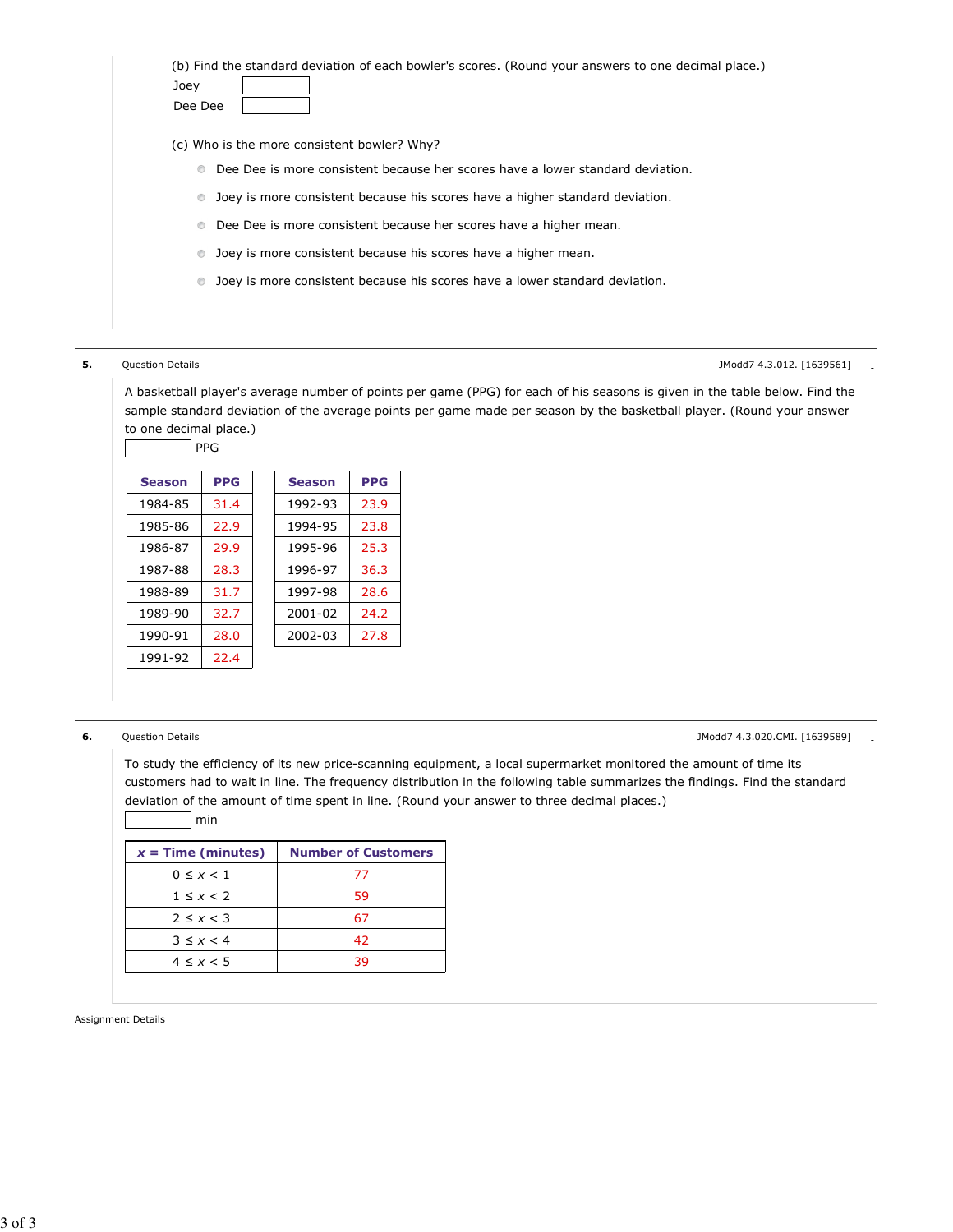(b) Find the standard deviation of each bowler's scores. (Round your answers to one decimal place.)

Joey [ ]

Dee Dee [ ]

(c) Who is the more consistent bowler? Why?

- Dee Dee is more consistent because her scores have a lower standard deviation.
- Joey is more consistent because his scores have a higher standard deviation.
- Dee Dee is more consistent because her scores have a higher mean.
- Joey is more consistent because his scores have a higher mean.
- Joey is more consistent because his scores have a lower standard deviation.

---

**5.** Question Details JModd7 4.3.012. [1639561]

A basketball player's average number of points per game (PPG) for each of his seasons is given in the table below. Find the sample standard deviation of the average points per game made per season by the basketball player. (Round your answer to one decimal place.)

[ ] PPG

| Season | PPG |
|---|---|
| 1984-85 | 31.4 |
| 1985-86 | 22.9 |
| 1986-87 | 29.9 |
| 1987-88 | 28.3 |
| 1988-89 | 31.7 |
| 1989-90 | 32.7 |
| 1990-91 | 28.0 |
| 1991-92 | 22.4 |

| Season | PPG |
|---|---|
| 1992-93 | 23.9 |
| 1994-95 | 23.8 |
| 1995-96 | 25.3 |
| 1996-97 | 36.3 |
| 1997-98 | 28.6 |
| 2001-02 | 24.2 |
| 2002-03 | 27.8 |

---

**6.** Question Details JModd7 4.3.020.CMI. [1639589]

To study the efficiency of its new price-scanning equipment, a local supermarket monitored the amount of time its customers had to wait in line. The frequency distribution in the following table summarizes the findings. Find the standard deviation of the amount of time spent in line. (Round your answer to three decimal places.)

[ ] min

| $x$ = Time (minutes) | Number of Customers |
|---|---|
| $0 \le x < 1$ | 77 |
| $1 \le x < 2$ | 59 |
| $2 \le x < 3$ | 67 |
| $3 \le x < 4$ | 42 |
| $4 \le x < 5$ | 39 |

Assignment Details